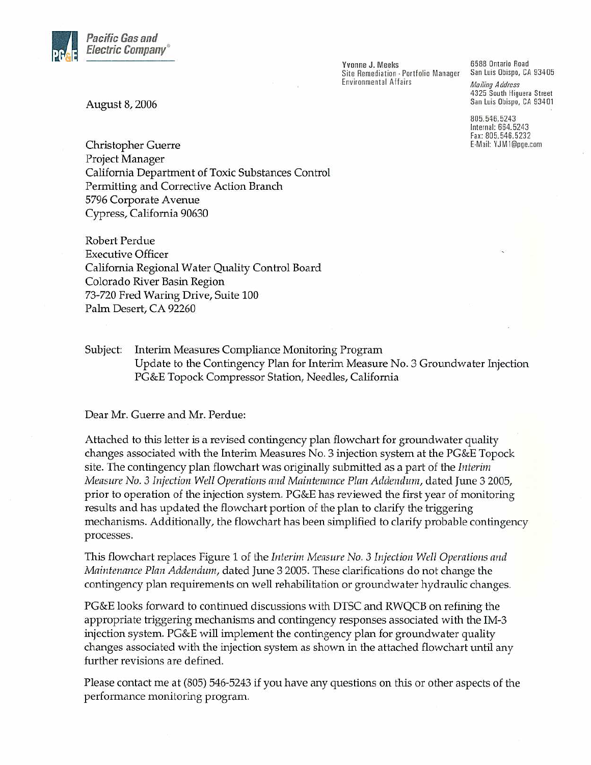**Pacific Gas and Electric Company**®

Yvonne J. Meeks
Site Remediation - Portfolio Manager
Environmental Affairs

6588 Ontario Road
San Luis Obispo, CA 93405

*Mailing Address*
4325 South Higuera Street
San Luis Obispo, CA 93401

805.546.5243
Internal: 664.5243
Fax: 805.546.5232
E-Mail: YJM1@pge.com

August 8, 2006

Christopher Guerre
Project Manager
California Department of Toxic Substances Control
Permitting and Corrective Action Branch
5796 Corporate Avenue
Cypress, California 90630

Robert Perdue
Executive Officer
California Regional Water Quality Control Board
Colorado River Basin Region
73-720 Fred Waring Drive, Suite 100
Palm Desert, CA 92260

Subject: Interim Measures Compliance Monitoring Program
Update to the Contingency Plan for Interim Measure No. 3 Groundwater Injection
PG&E Topock Compressor Station, Needles, California

Dear Mr. Guerre and Mr. Perdue:

Attached to this letter is a revised contingency plan flowchart for groundwater quality changes associated with the Interim Measures No. 3 injection system at the PG&E Topock site. The contingency plan flowchart was originally submitted as a part of the *Interim Measure No. 3 Injection Well Operations and Maintenance Plan Addendum*, dated June 3 2005, prior to operation of the injection system. PG&E has reviewed the first year of monitoring results and has updated the flowchart portion of the plan to clarify the triggering mechanisms. Additionally, the flowchart has been simplified to clarify probable contingency processes.

This flowchart replaces Figure 1 of the *Interim Measure No. 3 Injection Well Operations and Maintenance Plan Addendum*, dated June 3 2005. These clarifications do not change the contingency plan requirements on well rehabilitation or groundwater hydraulic changes.

PG&E looks forward to continued discussions with DTSC and RWQCB on refining the appropriate triggering mechanisms and contingency responses associated with the IM-3 injection system. PG&E will implement the contingency plan for groundwater quality changes associated with the injection system as shown in the attached flowchart until any further revisions are defined.

Please contact me at (805) 546-5243 if you have any questions on this or other aspects of the performance monitoring program.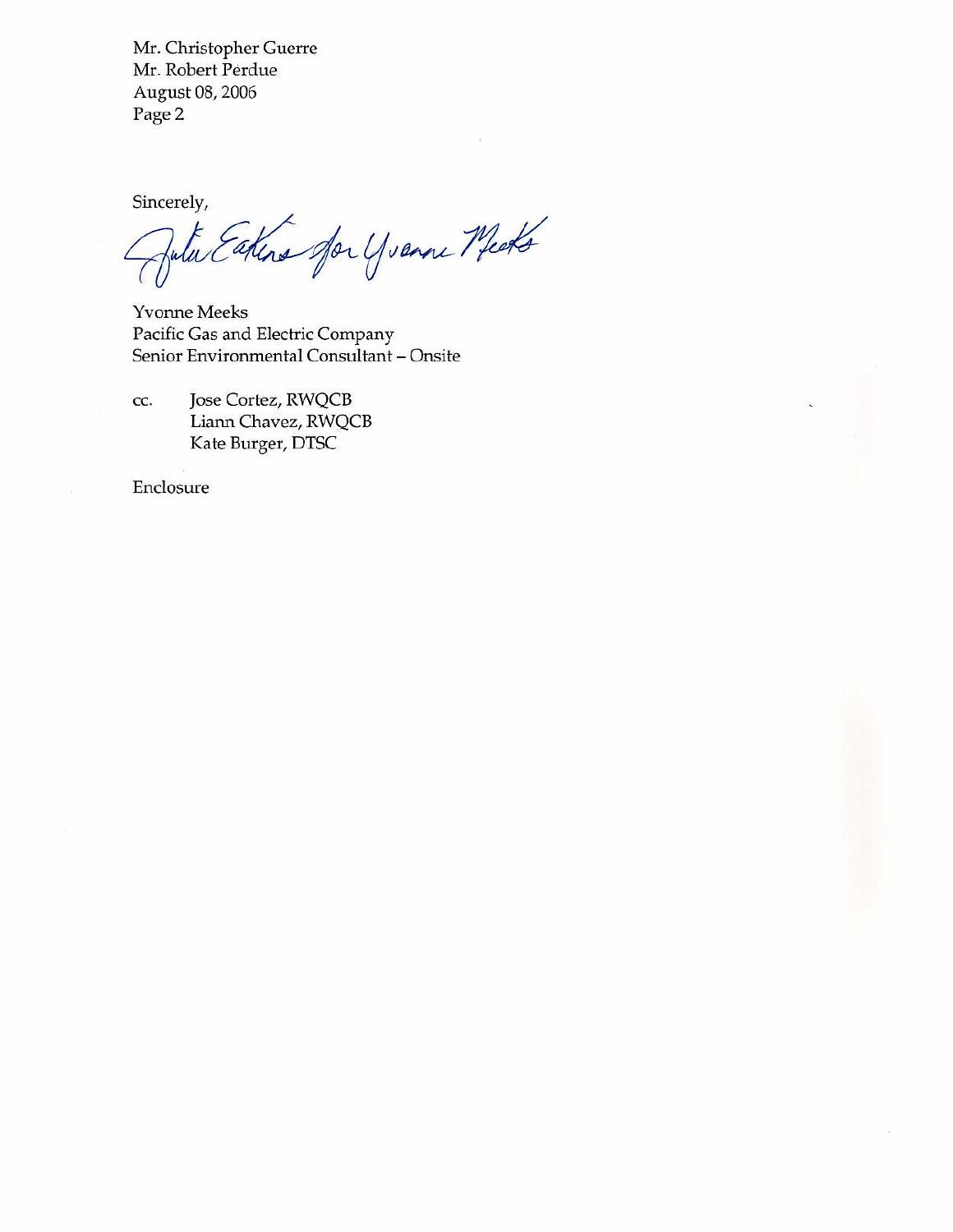Mr. Christopher Guerre
Mr. Robert Perdue
August 08, 2006

Sincerely,

Julie Eakins for Yvonne Meeks

Yvonne Meeks
Pacific Gas and Electric Company
Senior Environmental Consultant – Onsite

cc. Jose Cortez, RWQCB
Liann Chavez, RWQCB
Kate Burger, DTSC

Enclosure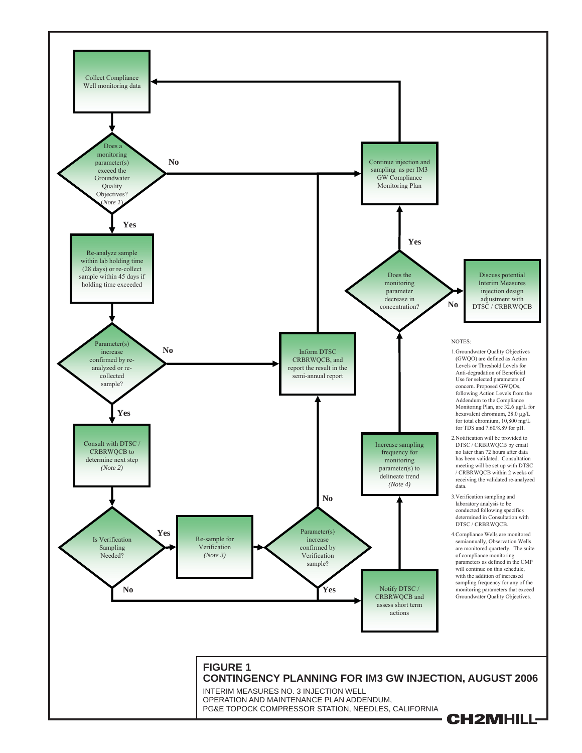Collect Compliance Well monitoring data

Does a monitoring parameter(s) exceed the Groundwater Quality Objectives? (*Note 1*)

**No**

**Yes**

Continue injection and sampling as per IM3 GW Compliance Monitoring Plan

Re-analyze sample within lab holding time (28 days) or re-collect sample within 45 days if holding time exceeded

**Yes**

Does the monitoring parameter decrease in concentration?

**No**

Discuss potential Interim Measures injection design adjustment with DTSC / CRBRWQCB

Parameter(s) increase confirmed by re-analyzed or re-collected sample?

**No**

Inform DTSC CRBRWQCB, and report the result in the semi-annual report

**Yes**

Consult with DTSC / CRBRWQCB to determine next step *(Note 2)*

Increase sampling frequency for monitoring parameter(s) to delineate trend *(Note 4)*

**No**

Is Verification Sampling Needed?

**Yes**

Re-sample for Verification *(Note 3)*

Parameter(s) increase confirmed by Verification sample?

**No**

**Yes**

Notify DTSC / CRBRWQCB and assess short term actions

NOTES:

1. Groundwater Quality Objectives (GWQO) are defined as Action Levels or Threshold Levels for Anti-degradation of Beneficial Use for selected parameters of concern. Proposed GWQOs, following Action Levels from the Addendum to the Compliance Monitoring Plan, are 32.6 µg/L for hexavalent chromium, 28.0 µg/L for total chromium, 10,800 mg/L for TDS and 7.60/8.89 for pH.
2. Notification will be provided to DTSC / CRBRWQCB by email no later than 72 hours after data has been validated. Consultation meeting will be set up with DTSC / CRBRWQCB within 2 weeks of receiving the validated re-analyzed data.
3. Verification sampling and laboratory analysis to be conducted following specifics determined in Consultation with DTSC / CRBRWQCB.
4. Compliance Wells are monitored semiannually, Observation Wells are monitored quarterly. The suite of compliance monitoring parameters as defined in the CMP will continue on this schedule, with the addition of increased sampling frequency for any of the monitoring parameters that exceed Groundwater Quality Objectives.

**FIGURE 1**
**CONTINGENCY PLANNING FOR IM3 GW INJECTION, AUGUST 2006**
INTERIM MEASURES NO. 3 INJECTION WELL
OPERATION AND MAINTENANCE PLAN ADDENDUM,
PG&E TOPOCK COMPRESSOR STATION, NEEDLES, CALIFORNIA

CH2MHILL